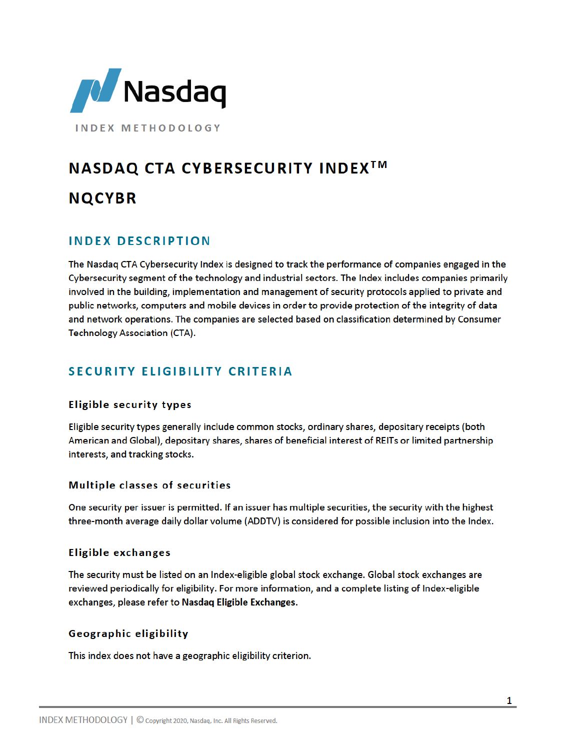Nasdaq

INDEX METHODOLOGY

# NASDAQ CTA CYBERSECURITY INDEX™

# NQCYBR

## INDEX DESCRIPTION

The Nasdaq CTA Cybersecurity Index is designed to track the performance of companies engaged in the Cybersecurity segment of the technology and industrial sectors. The Index includes companies primarily involved in the building, implementation and management of security protocols applied to private and public networks, computers and mobile devices in order to provide protection of the integrity of data and network operations. The companies are selected based on classification determined by Consumer Technology Association (CTA).

## SECURITY ELIGIBILITY CRITERIA

### Eligible security types

Eligible security types generally include common stocks, ordinary shares, depositary receipts (both American and Global), depositary shares, shares of beneficial interest of REITs or limited partnership interests, and tracking stocks.

### Multiple classes of securities

One security per issuer is permitted. If an issuer has multiple securities, the security with the highest three-month average daily dollar volume (ADDTV) is considered for possible inclusion into the Index.

### Eligible exchanges

The security must be listed on an Index-eligible global stock exchange. Global stock exchanges are reviewed periodically for eligibility. For more information, and a complete listing of Index-eligible exchanges, please refer to **Nasdaq Eligible Exchanges**.

### Geographic eligibility

This index does not have a geographic eligibility criterion.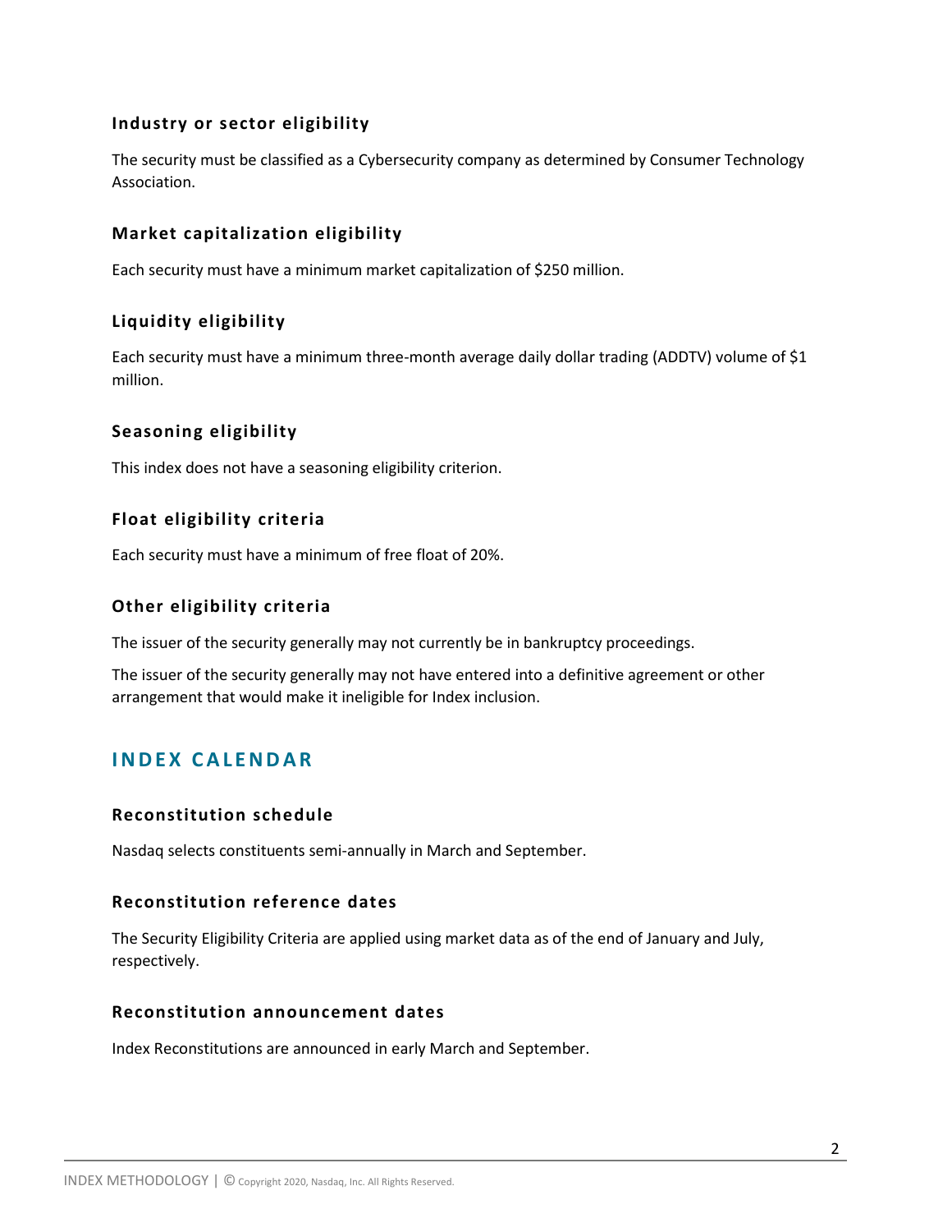### Industry or sector eligibility

The security must be classified as a Cybersecurity company as determined by Consumer Technology Association.

### Market capitalization eligibility

Each security must have a minimum market capitalization of $250 million.

### Liquidity eligibility

Each security must have a minimum three-month average daily dollar trading (ADDTV) volume of $1 million.

### Seasoning eligibility

This index does not have a seasoning eligibility criterion.

### Float eligibility criteria

Each security must have a minimum of free float of 20%.

### Other eligibility criteria

The issuer of the security generally may not currently be in bankruptcy proceedings.

The issuer of the security generally may not have entered into a definitive agreement or other arrangement that would make it ineligible for Index inclusion.

## INDEX CALENDAR

### Reconstitution schedule

Nasdaq selects constituents semi-annually in March and September.

### Reconstitution reference dates

The Security Eligibility Criteria are applied using market data as of the end of January and July, respectively.

### Reconstitution announcement dates

Index Reconstitutions are announced in early March and September.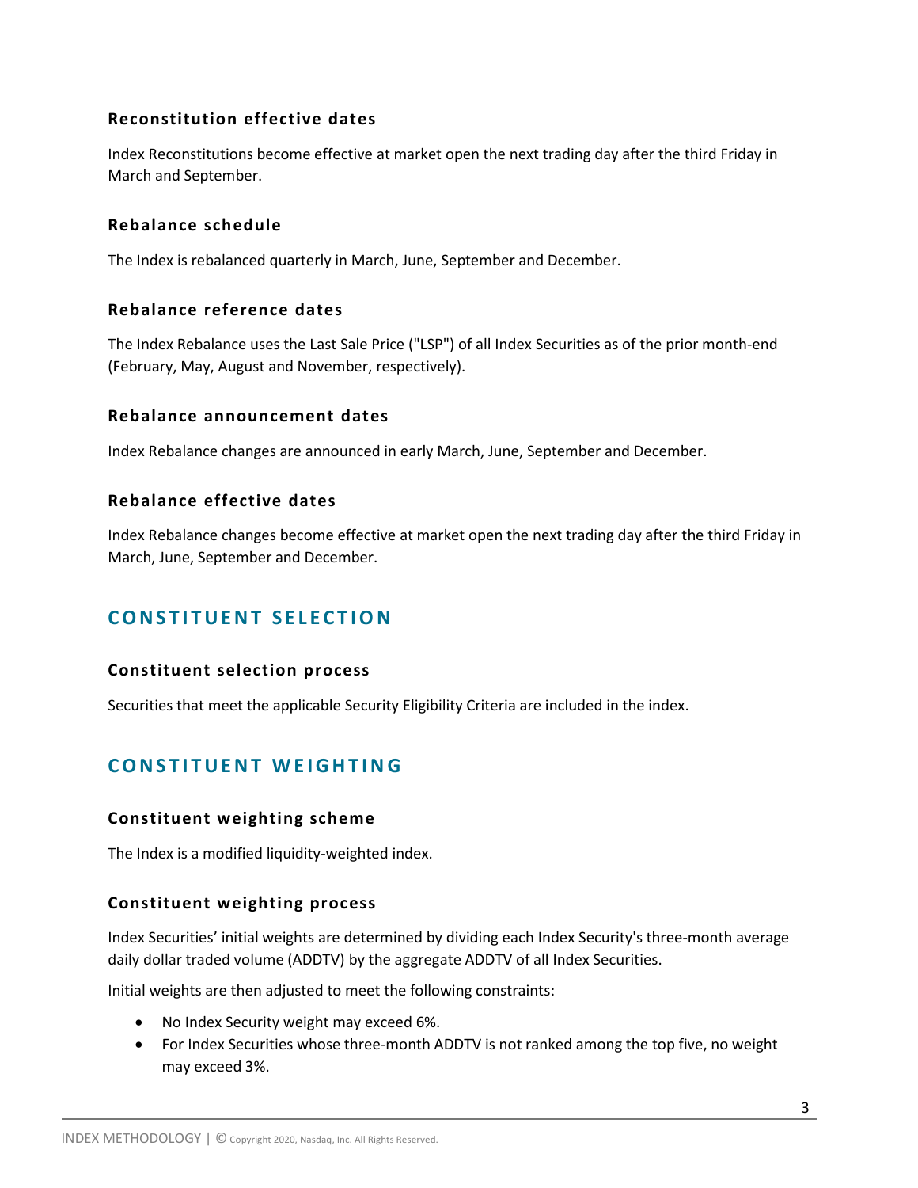### Reconstitution effective dates

Index Reconstitutions become effective at market open the next trading day after the third Friday in March and September.

### Rebalance schedule

The Index is rebalanced quarterly in March, June, September and December.

### Rebalance reference dates

The Index Rebalance uses the Last Sale Price ("LSP") of all Index Securities as of the prior month-end (February, May, August and November, respectively).

### Rebalance announcement dates

Index Rebalance changes are announced in early March, June, September and December.

### Rebalance effective dates

Index Rebalance changes become effective at market open the next trading day after the third Friday in March, June, September and December.

## CONSTITUENT SELECTION

### Constituent selection process

Securities that meet the applicable Security Eligibility Criteria are included in the index.

## CONSTITUENT WEIGHTING

### Constituent weighting scheme

The Index is a modified liquidity-weighted index.

### Constituent weighting process

Index Securities' initial weights are determined by dividing each Index Security's three-month average daily dollar traded volume (ADDTV) by the aggregate ADDTV of all Index Securities.

Initial weights are then adjusted to meet the following constraints:

- No Index Security weight may exceed 6%.
- For Index Securities whose three-month ADDTV is not ranked among the top five, no weight may exceed 3%.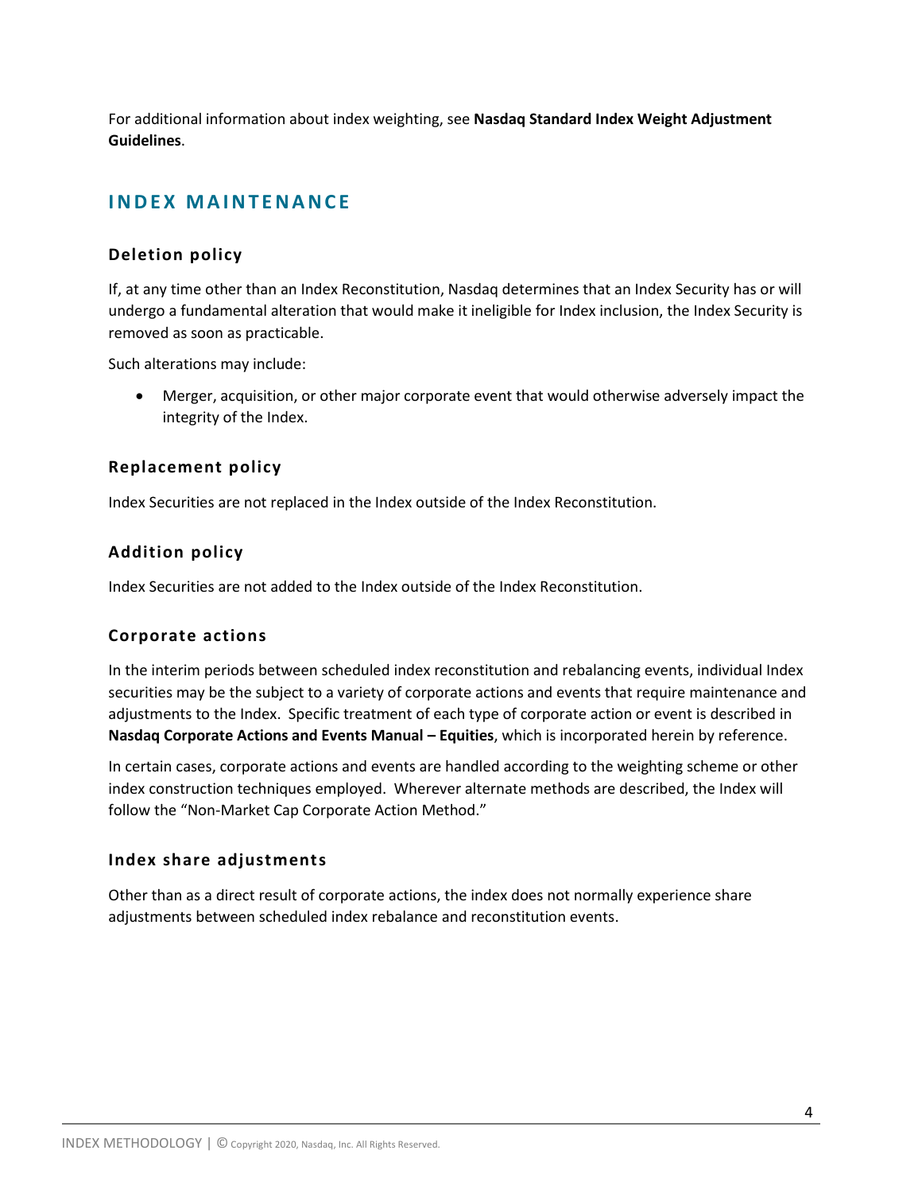For additional information about index weighting, see **Nasdaq Standard Index Weight Adjustment Guidelines**.

## INDEX MAINTENANCE

### Deletion policy

If, at any time other than an Index Reconstitution, Nasdaq determines that an Index Security has or will undergo a fundamental alteration that would make it ineligible for Index inclusion, the Index Security is removed as soon as practicable.

Such alterations may include:

- Merger, acquisition, or other major corporate event that would otherwise adversely impact the integrity of the Index.

### Replacement policy

Index Securities are not replaced in the Index outside of the Index Reconstitution.

### Addition policy

Index Securities are not added to the Index outside of the Index Reconstitution.

### Corporate actions

In the interim periods between scheduled index reconstitution and rebalancing events, individual Index securities may be the subject to a variety of corporate actions and events that require maintenance and adjustments to the Index. Specific treatment of each type of corporate action or event is described in **Nasdaq Corporate Actions and Events Manual – Equities**, which is incorporated herein by reference.

In certain cases, corporate actions and events are handled according to the weighting scheme or other index construction techniques employed. Wherever alternate methods are described, the Index will follow the "Non-Market Cap Corporate Action Method."

### Index share adjustments

Other than as a direct result of corporate actions, the index does not normally experience share adjustments between scheduled index rebalance and reconstitution events.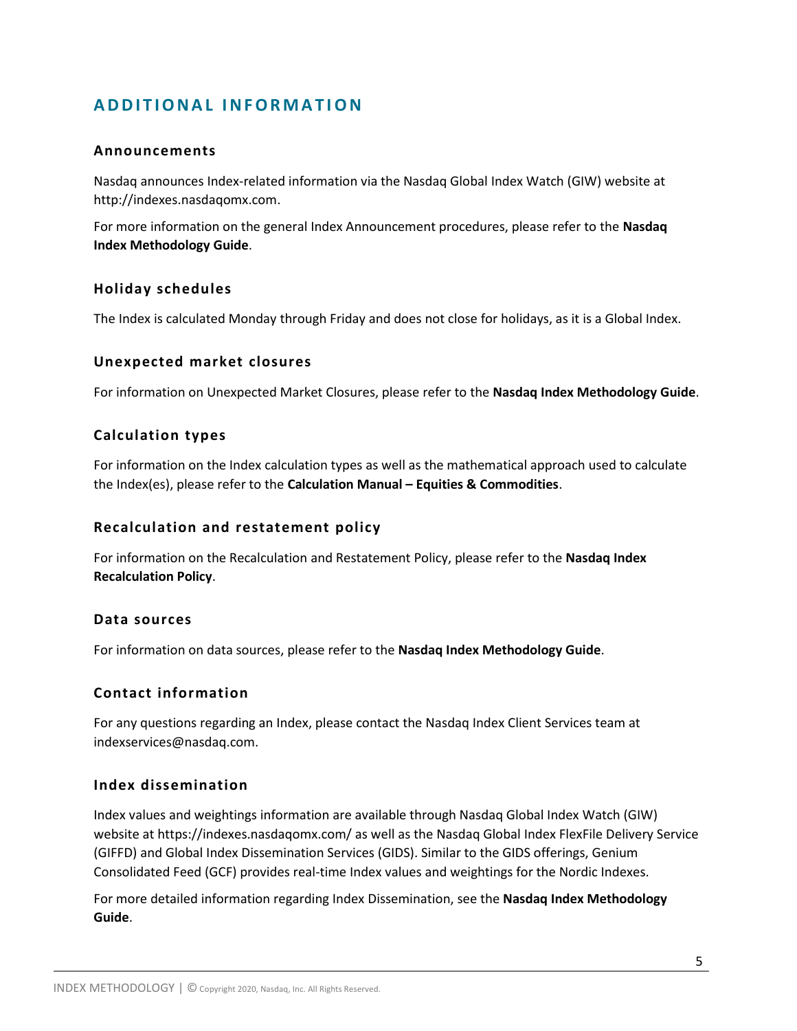# ADDITIONAL INFORMATION

## Announcements

Nasdaq announces Index-related information via the Nasdaq Global Index Watch (GIW) website at http://indexes.nasdaqomx.com.

For more information on the general Index Announcement procedures, please refer to the **Nasdaq Index Methodology Guide**.

## Holiday schedules

The Index is calculated Monday through Friday and does not close for holidays, as it is a Global Index.

## Unexpected market closures

For information on Unexpected Market Closures, please refer to the **Nasdaq Index Methodology Guide**.

## Calculation types

For information on the Index calculation types as well as the mathematical approach used to calculate the Index(es), please refer to the **Calculation Manual – Equities & Commodities**.

## Recalculation and restatement policy

For information on the Recalculation and Restatement Policy, please refer to the **Nasdaq Index Recalculation Policy**.

## Data sources

For information on data sources, please refer to the **Nasdaq Index Methodology Guide**.

## Contact information

For any questions regarding an Index, please contact the Nasdaq Index Client Services team at indexservices@nasdaq.com.

## Index dissemination

Index values and weightings information are available through Nasdaq Global Index Watch (GIW) website at https://indexes.nasdaqomx.com/ as well as the Nasdaq Global Index FlexFile Delivery Service (GIFFD) and Global Index Dissemination Services (GIDS). Similar to the GIDS offerings, Genium Consolidated Feed (GCF) provides real-time Index values and weightings for the Nordic Indexes.

For more detailed information regarding Index Dissemination, see the **Nasdaq Index Methodology Guide**.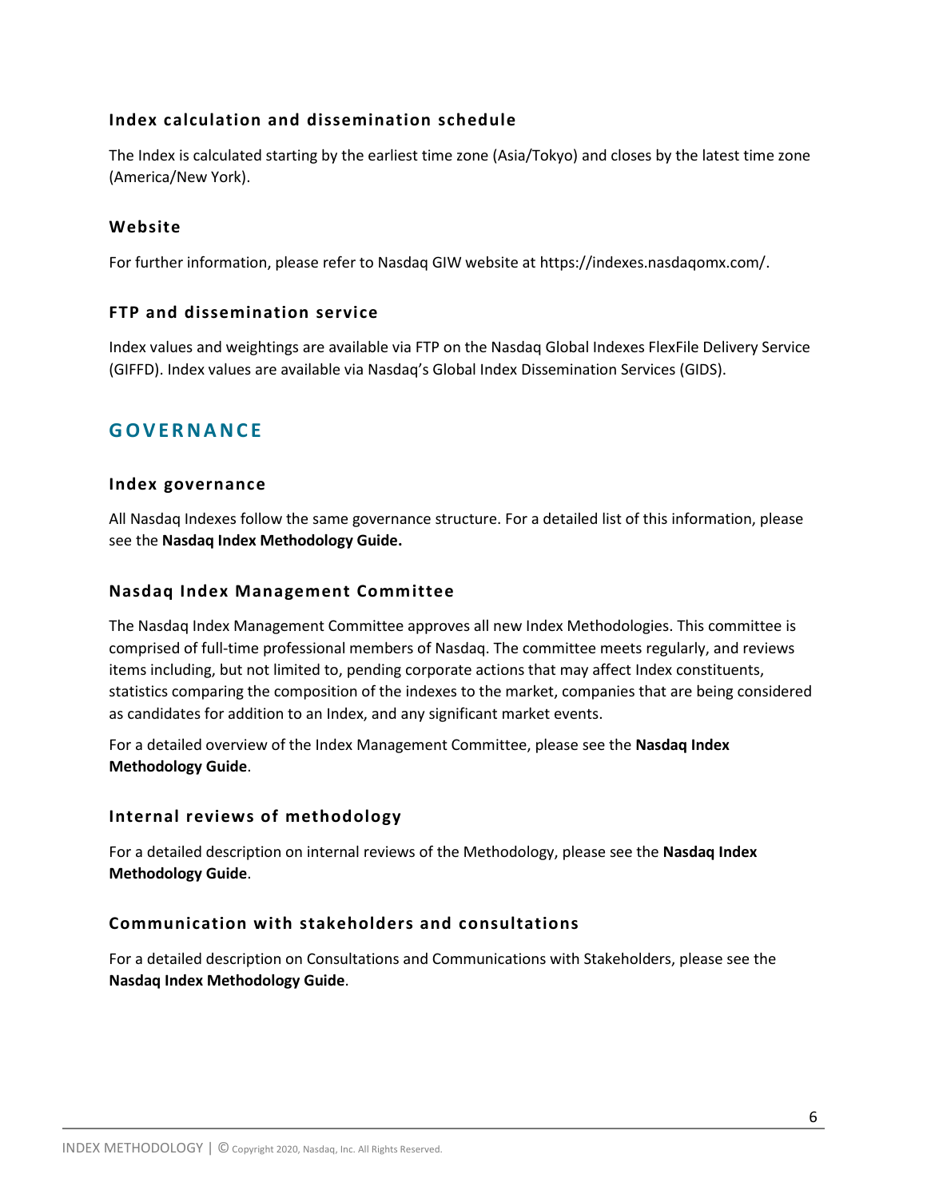### Index calculation and dissemination schedule

The Index is calculated starting by the earliest time zone (Asia/Tokyo) and closes by the latest time zone (America/New York).

### Website

For further information, please refer to Nasdaq GIW website at https://indexes.nasdaqomx.com/.

### FTP and dissemination service

Index values and weightings are available via FTP on the Nasdaq Global Indexes FlexFile Delivery Service (GIFFD). Index values are available via Nasdaq's Global Index Dissemination Services (GIDS).

## GOVERNANCE

### Index governance

All Nasdaq Indexes follow the same governance structure. For a detailed list of this information, please see the **Nasdaq Index Methodology Guide.**

### Nasdaq Index Management Committee

The Nasdaq Index Management Committee approves all new Index Methodologies. This committee is comprised of full-time professional members of Nasdaq. The committee meets regularly, and reviews items including, but not limited to, pending corporate actions that may affect Index constituents, statistics comparing the composition of the indexes to the market, companies that are being considered as candidates for addition to an Index, and any significant market events.

For a detailed overview of the Index Management Committee, please see the **Nasdaq Index Methodology Guide**.

### Internal reviews of methodology

For a detailed description on internal reviews of the Methodology, please see the **Nasdaq Index Methodology Guide**.

### Communication with stakeholders and consultations

For a detailed description on Consultations and Communications with Stakeholders, please see the **Nasdaq Index Methodology Guide**.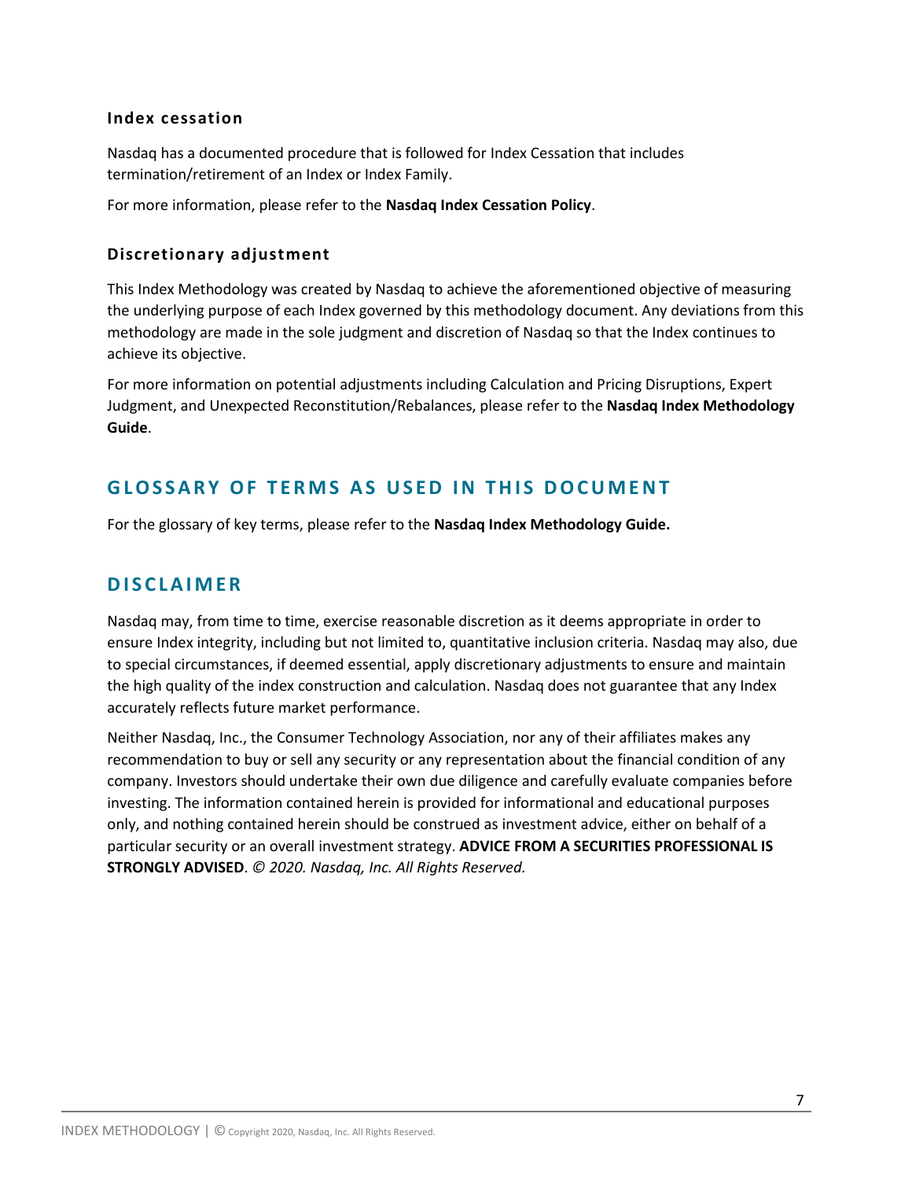### Index cessation

Nasdaq has a documented procedure that is followed for Index Cessation that includes termination/retirement of an Index or Index Family.

For more information, please refer to the **Nasdaq Index Cessation Policy**.

### Discretionary adjustment

This Index Methodology was created by Nasdaq to achieve the aforementioned objective of measuring the underlying purpose of each Index governed by this methodology document. Any deviations from this methodology are made in the sole judgment and discretion of Nasdaq so that the Index continues to achieve its objective.

For more information on potential adjustments including Calculation and Pricing Disruptions, Expert Judgment, and Unexpected Reconstitution/Rebalances, please refer to the **Nasdaq Index Methodology Guide**.

## GLOSSARY OF TERMS AS USED IN THIS DOCUMENT

For the glossary of key terms, please refer to the **Nasdaq Index Methodology Guide.**

## DISCLAIMER

Nasdaq may, from time to time, exercise reasonable discretion as it deems appropriate in order to ensure Index integrity, including but not limited to, quantitative inclusion criteria. Nasdaq may also, due to special circumstances, if deemed essential, apply discretionary adjustments to ensure and maintain the high quality of the index construction and calculation. Nasdaq does not guarantee that any Index accurately reflects future market performance.

Neither Nasdaq, Inc., the Consumer Technology Association, nor any of their affiliates makes any recommendation to buy or sell any security or any representation about the financial condition of any company. Investors should undertake their own due diligence and carefully evaluate companies before investing. The information contained herein is provided for informational and educational purposes only, and nothing contained herein should be construed as investment advice, either on behalf of a particular security or an overall investment strategy. **ADVICE FROM A SECURITIES PROFESSIONAL IS STRONGLY ADVISED**. *© 2020. Nasdaq, Inc. All Rights Reserved.*